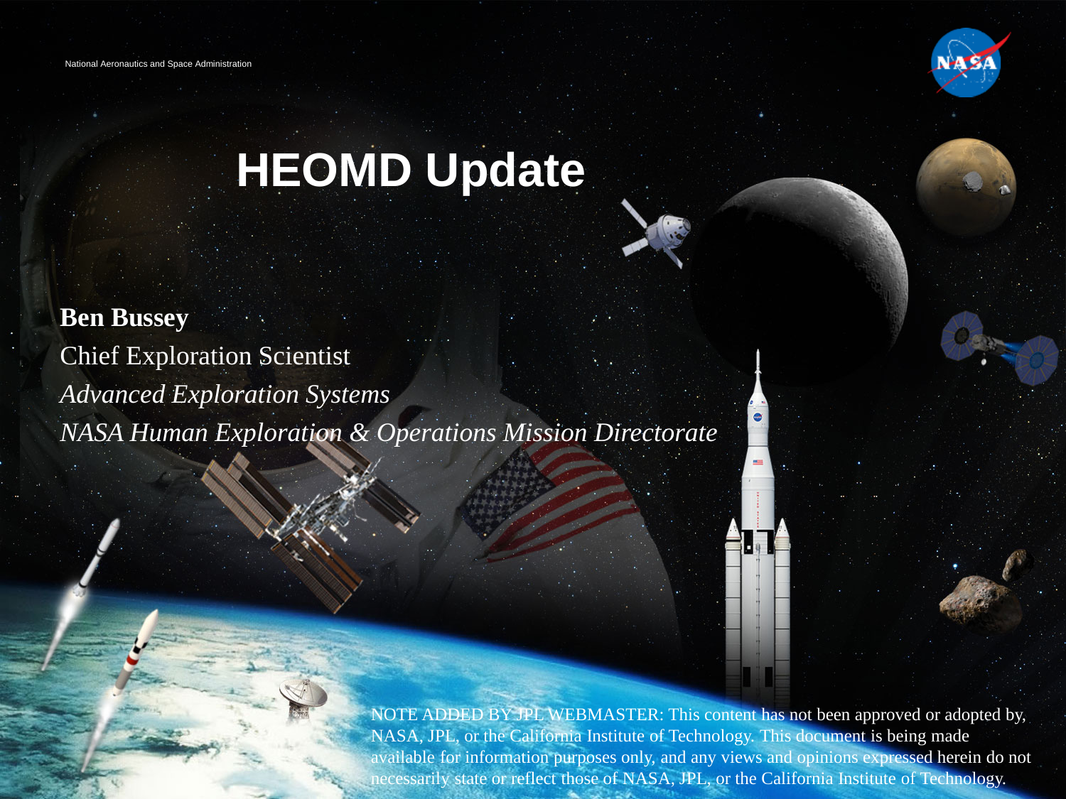National Aeronautics and Space Administration

# HEOMD Update

**Ben Bussey**

Chief Exploration Scientist

*Advanced Exploration Systems*

*NASA Human Exploration & Operations Mission Directorate*

NOTE ADDED BY JPL WEBMASTER: This content has not been approved or adopted by, NASA, JPL, or the California Institute of Technology. This document is being made available for information purposes only, and any views and opinions expressed herein do not necessarily state or reflect those of NASA, JPL, or the California Institute of Technology.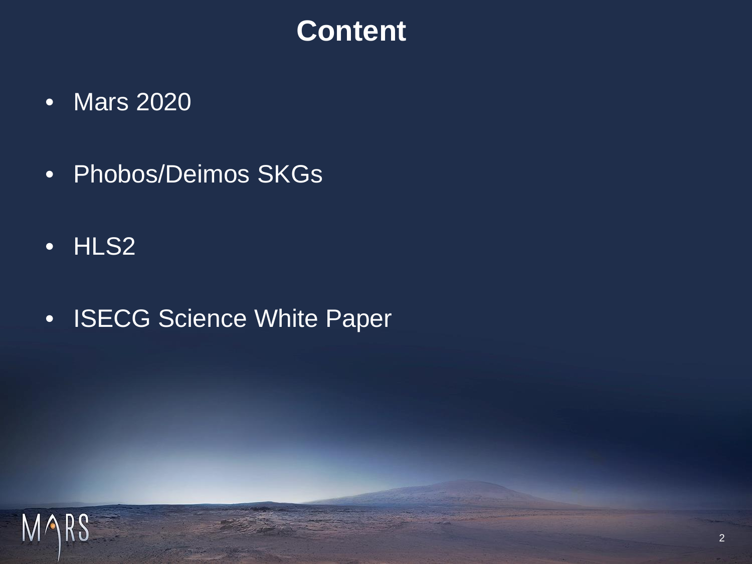# Content

- Mars 2020
- Phobos/Deimos SKGs
- HLS2
- ISECG Science White Paper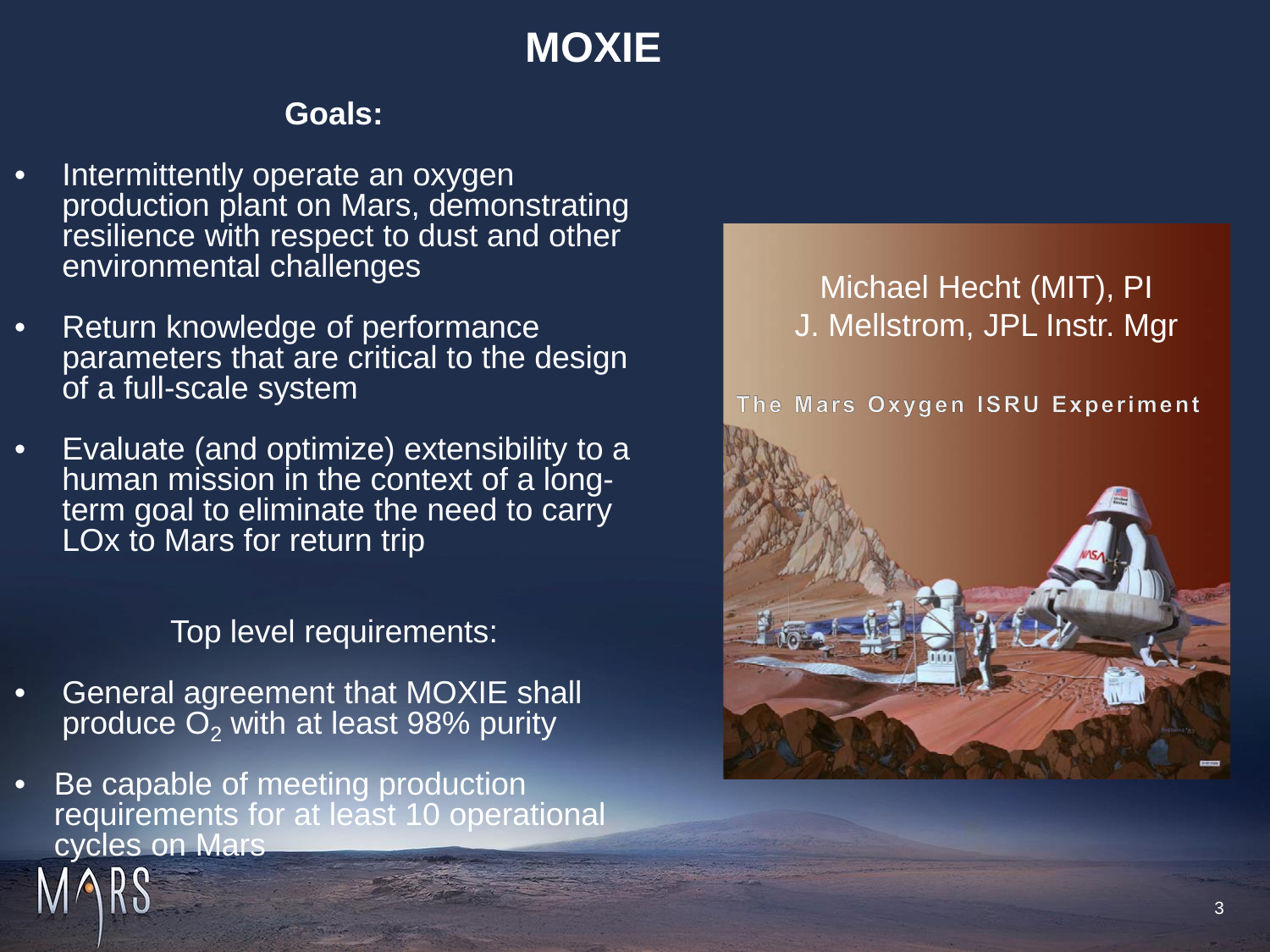# MOXIE

**Goals:**

- Intermittently operate an oxygen production plant on Mars, demonstrating resilience with respect to dust and other environmental challenges
- Return knowledge of performance parameters that are critical to the design of a full-scale system
- Evaluate (and optimize) extensibility to a human mission in the context of a long-term goal to eliminate the need to carry LOx to Mars for return trip

Top level requirements:

- General agreement that MOXIE shall produce $O_2$ with at least 98% purity
- Be capable of meeting production requirements for at least 10 operational cycles on Mars

Michael Hecht (MIT), PI
J. Mellstrom, JPL Instr. Mgr

The Mars Oxygen ISRU Experiment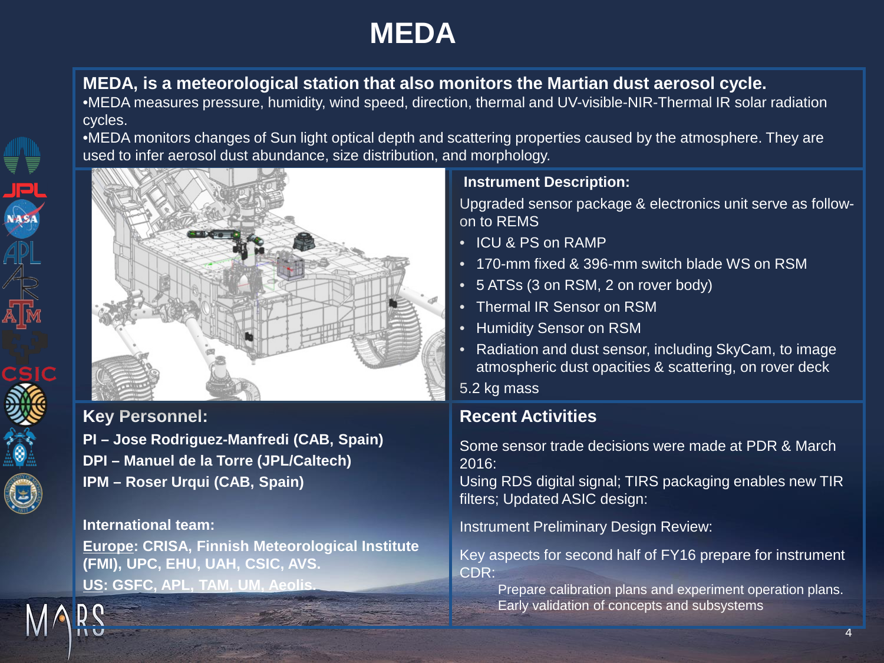# MEDA

**MEDA, is a meteorological station that also monitors the Martian dust aerosol cycle.**

- MEDA measures pressure, humidity, wind speed, direction, thermal and UV-visible-NIR-Thermal IR solar radiation cycles.
- MEDA monitors changes of Sun light optical depth and scattering properties caused by the atmosphere. They are used to infer aerosol dust abundance, size distribution, and morphology.

## Instrument Description:

Upgraded sensor package & electronics unit serve as follow-on to REMS

- ICU & PS on RAMP
- 170-mm fixed & 396-mm switch blade WS on RSM
- 5 ATSs (3 on RSM, 2 on rover body)
- Thermal IR Sensor on RSM
- Humidity Sensor on RSM
- Radiation and dust sensor, including SkyCam, to image atmospheric dust opacities & scattering, on rover deck

5.2 kg mass

## Key Personnel:

**PI – Jose Rodriguez-Manfredi (CAB, Spain)**
**DPI – Manuel de la Torre (JPL/Caltech)**
**IPM – Roser Urqui (CAB, Spain)**

**International team:**

**Europe: CRISA, Finnish Meteorological Institute (FMI), UPC, EHU, UAH, CSIC, AVS.**

**US: GSFC, APL, TAM, UM, Aeolis.**

## Recent Activities

Some sensor trade decisions were made at PDR & March 2016:
Using RDS digital signal; TIRS packaging enables new TIR filters; Updated ASIC design:

Instrument Preliminary Design Review:

Key aspects for second half of FY16 prepare for instrument CDR:

- Prepare calibration plans and experiment operation plans.
- Early validation of concepts and subsystems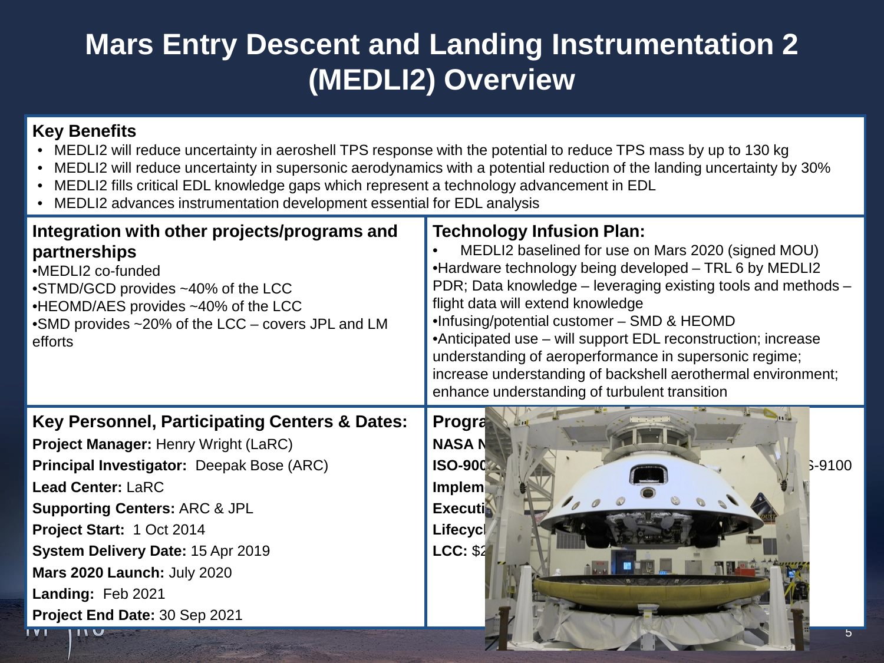# Mars Entry Descent and Landing Instrumentation 2 (MEDLI2) Overview

## Key Benefits

- MEDLI2 will reduce uncertainty in aeroshell TPS response with the potential to reduce TPS mass by up to 130 kg
- MEDLI2 will reduce uncertainty in supersonic aerodynamics with a potential reduction of the landing uncertainty by 30%
- MEDLI2 fills critical EDL knowledge gaps which represent a technology advancement in EDL
- MEDLI2 advances instrumentation development essential for EDL analysis

## Integration with other projects/programs and partnerships

- MEDLI2 co-funded
- STMD/GCD provides ~40% of the LCC
- HEOMD/AES provides ~40% of the LCC
- SMD provides ~20% of the LCC – covers JPL and LM efforts

## Technology Infusion Plan:

- MEDLI2 baselined for use on Mars 2020 (signed MOU)
- Hardware technology being developed – TRL 6 by MEDLI2 PDR; Data knowledge – leveraging existing tools and methods – flight data will extend knowledge
- Infusing/potential customer – SMD & HEOMD
- Anticipated use – will support EDL reconstruction; increase understanding of aeroperformance in supersonic regime; increase understanding of backshell aerothermal environment; enhance understanding of turbulent transition

## Key Personnel, Participating Centers & Dates:

**Project Manager:** Henry Wright (LaRC)

**Principal Investigator:** Deepak Bose (ARC)

**Lead Center:** LaRC

**Supporting Centers:** ARC & JPL

**Project Start:** 1 Oct 2014

**System Delivery Date:** 15 Apr 2019

**Mars 2020 Launch:** July 2020

**Landing:** Feb 2021

**Project End Date:** 30 Sep 2021

## Progra

**NASA N**

**ISO-900** S-9100

**Implem**

**Executi**

**Lifecycl**

**LCC:** $2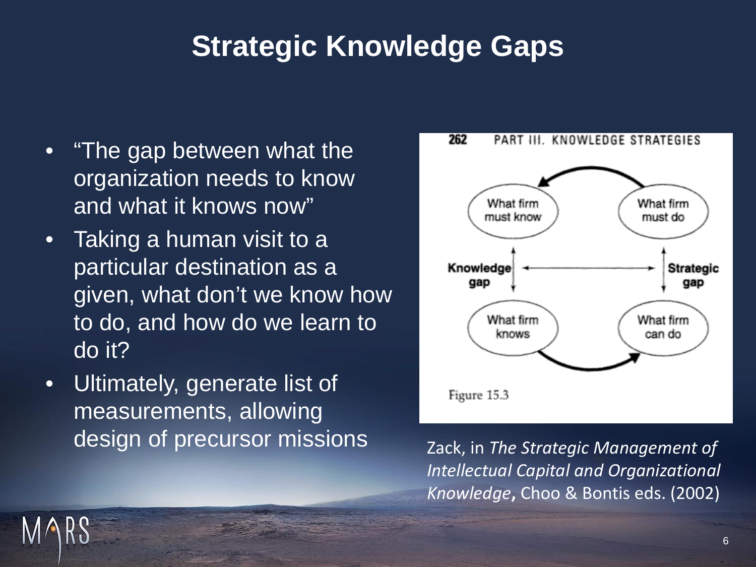# Strategic Knowledge Gaps

- "The gap between what the organization needs to know and what it knows now"
- Taking a human visit to a particular destination as a given, what don't we know how to do, and how do we learn to do it?
- Ultimately, generate list of measurements, allowing design of precursor missions

262 PART III. KNOWLEDGE STRATEGIES

What firm must know | What firm must do

Knowledge gap ↔ Strategic gap

What firm knows | What firm can do

Figure 15.3

Zack, in *The Strategic Management of Intellectual Capital and Organizational Knowledge*, Choo & Bontis eds. (2002)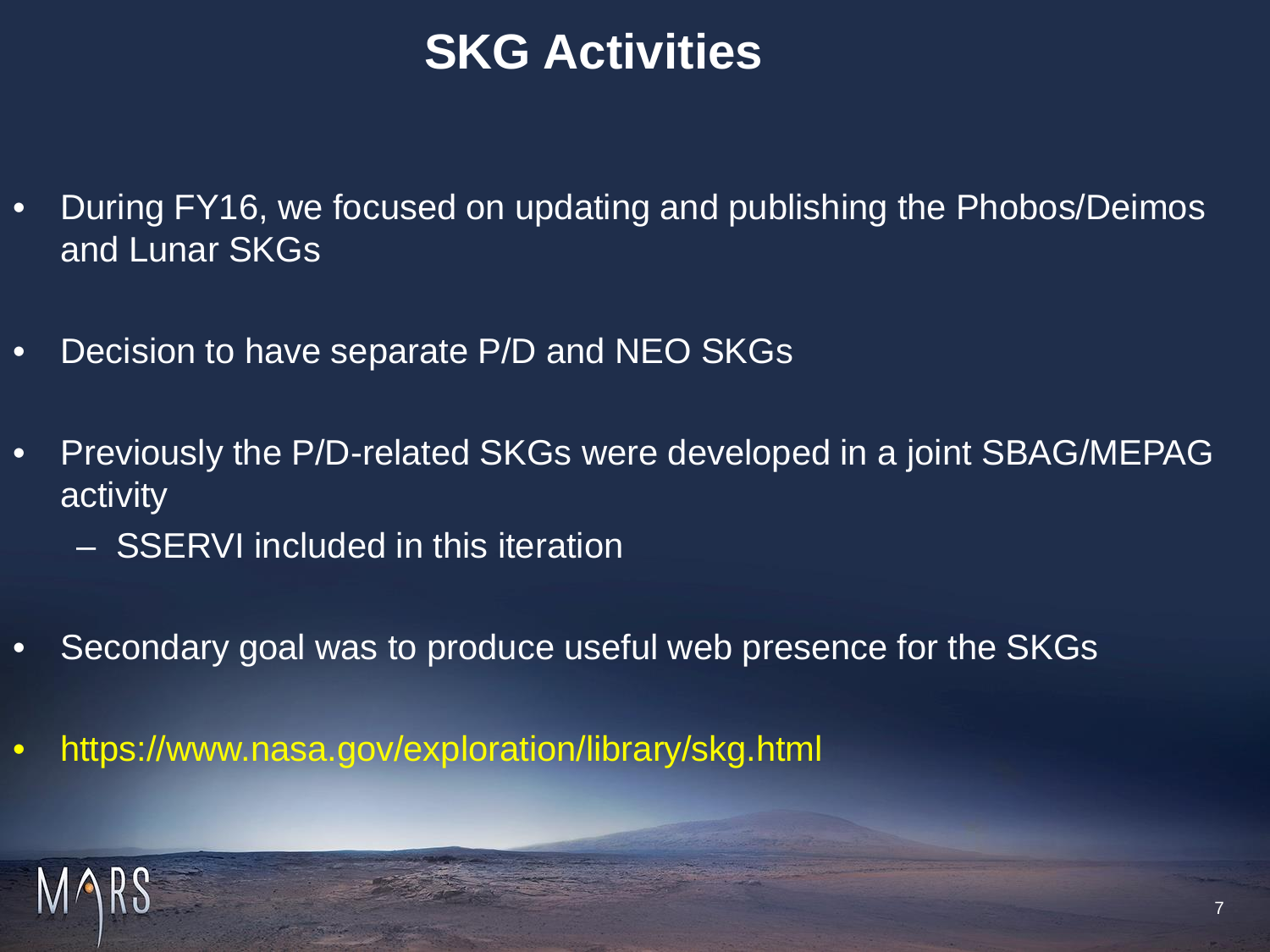# SKG Activities

- During FY16, we focused on updating and publishing the Phobos/Deimos and Lunar SKGs
- Decision to have separate P/D and NEO SKGs
- Previously the P/D-related SKGs were developed in a joint SBAG/MEPAG activity
  - SSERVI included in this iteration
- Secondary goal was to produce useful web presence for the SKGs
- https://www.nasa.gov/exploration/library/skg.html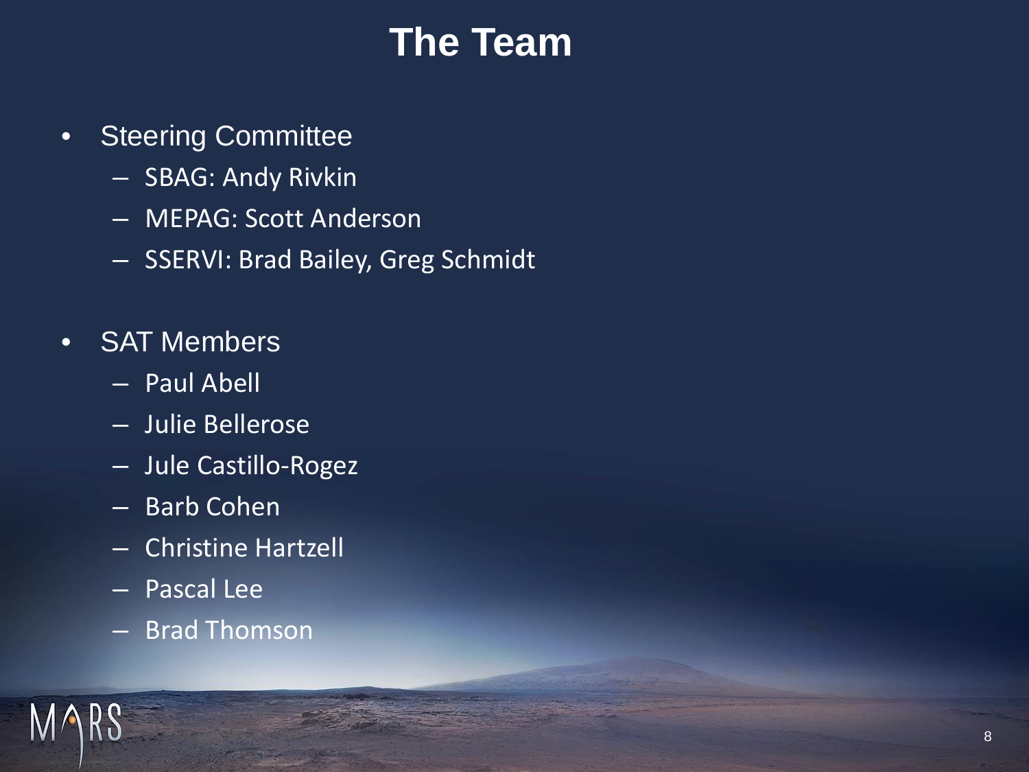# The Team

- Steering Committee
  - SBAG: Andy Rivkin
  - MEPAG: Scott Anderson
  - SSERVI: Brad Bailey, Greg Schmidt

- SAT Members
  - Paul Abell
  - Julie Bellerose
  - Jule Castillo-Rogez
  - Barb Cohen
  - Christine Hartzell
  - Pascal Lee
  - Brad Thomson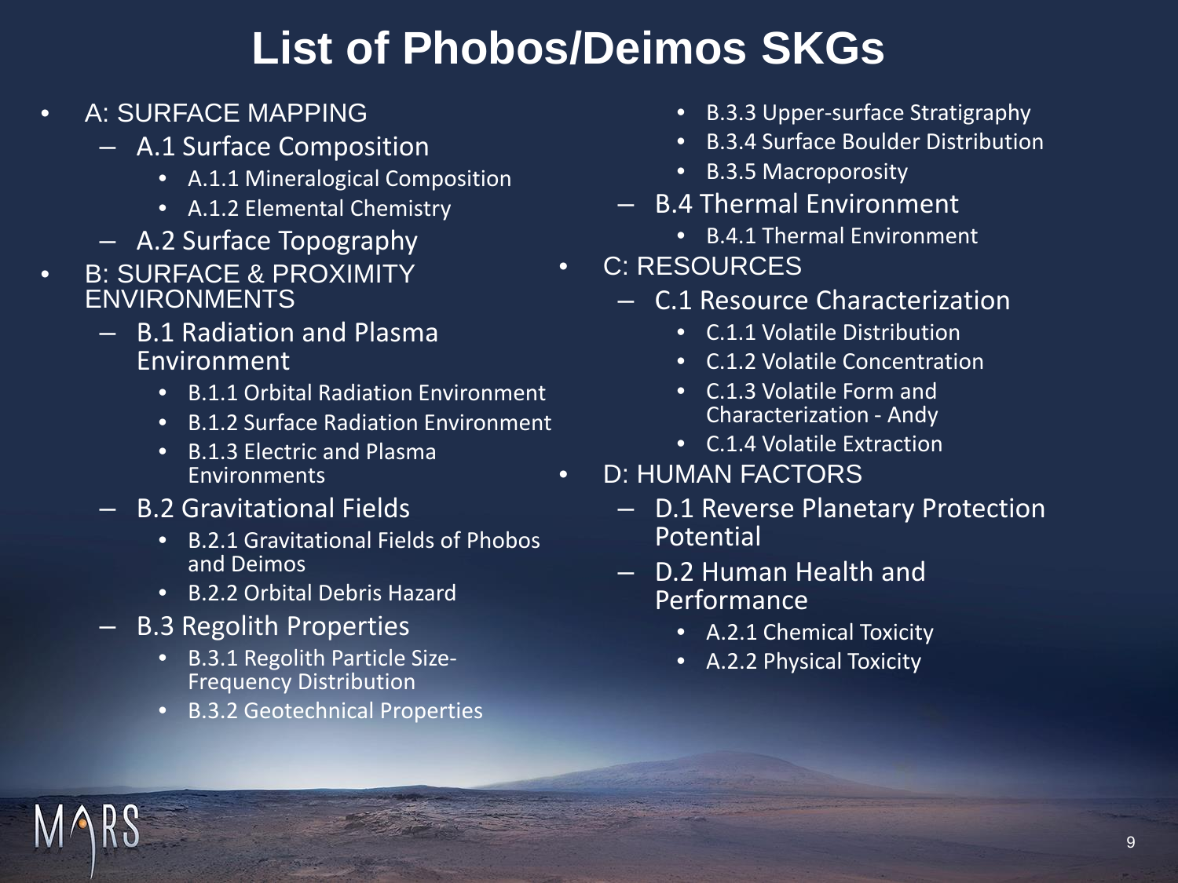# List of Phobos/Deimos SKGs

- A: SURFACE MAPPING
  - A.1 Surface Composition
    - A.1.1 Mineralogical Composition
    - A.1.2 Elemental Chemistry
  - A.2 Surface Topography
- B: SURFACE & PROXIMITY ENVIRONMENTS
  - B.1 Radiation and Plasma Environment
    - B.1.1 Orbital Radiation Environment
    - B.1.2 Surface Radiation Environment
    - B.1.3 Electric and Plasma Environments
  - B.2 Gravitational Fields
    - B.2.1 Gravitational Fields of Phobos and Deimos
    - B.2.2 Orbital Debris Hazard
  - B.3 Regolith Properties
    - B.3.1 Regolith Particle Size-Frequency Distribution
    - B.3.2 Geotechnical Properties
    - B.3.3 Upper-surface Stratigraphy
    - B.3.4 Surface Boulder Distribution
    - B.3.5 Macroporosity
  - B.4 Thermal Environment
    - B.4.1 Thermal Environment
- C: RESOURCES
  - C.1 Resource Characterization
    - C.1.1 Volatile Distribution
    - C.1.2 Volatile Concentration
    - C.1.3 Volatile Form and Characterization - Andy
    - C.1.4 Volatile Extraction
- D: HUMAN FACTORS
  - D.1 Reverse Planetary Protection Potential
  - D.2 Human Health and Performance
    - A.2.1 Chemical Toxicity
    - A.2.2 Physical Toxicity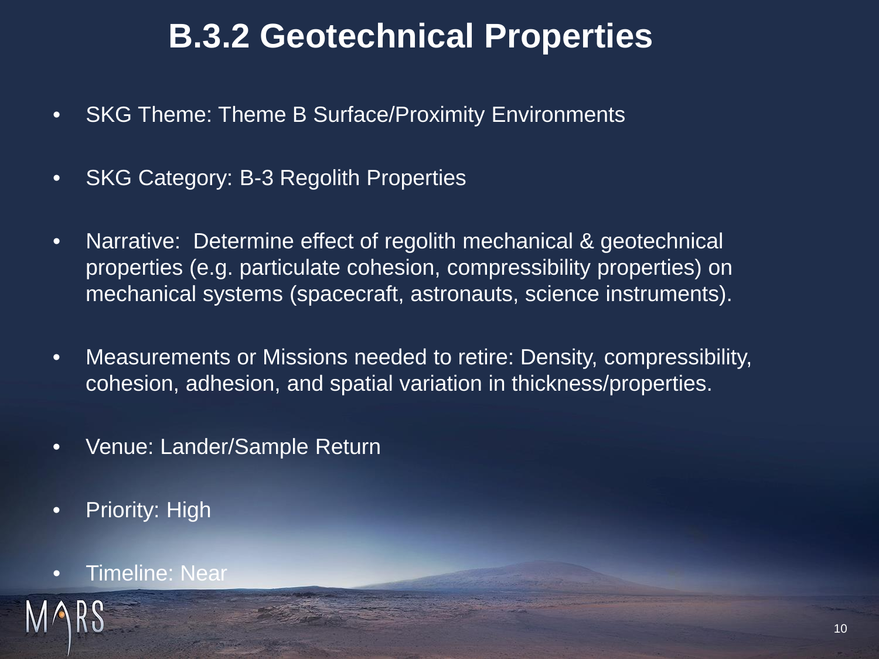# B.3.2 Geotechnical Properties

- SKG Theme: Theme B Surface/Proximity Environments
- SKG Category: B-3 Regolith Properties
- Narrative: Determine effect of regolith mechanical & geotechnical properties (e.g. particulate cohesion, compressibility properties) on mechanical systems (spacecraft, astronauts, science instruments).
- Measurements or Missions needed to retire: Density, compressibility, cohesion, adhesion, and spatial variation in thickness/properties.
- Venue: Lander/Sample Return
- Priority: High
- Timeline: Near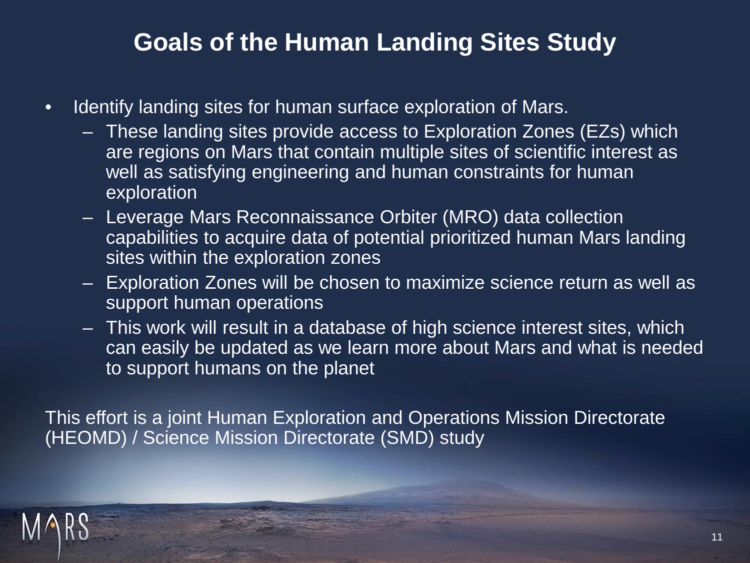# Goals of the Human Landing Sites Study

- Identify landing sites for human surface exploration of Mars.
  - These landing sites provide access to Exploration Zones (EZs) which are regions on Mars that contain multiple sites of scientific interest as well as satisfying engineering and human constraints for human exploration
  - Leverage Mars Reconnaissance Orbiter (MRO) data collection capabilities to acquire data of potential prioritized human Mars landing sites within the exploration zones
  - Exploration Zones will be chosen to maximize science return as well as support human operations
  - This work will result in a database of high science interest sites, which can easily be updated as we learn more about Mars and what is needed to support humans on the planet

This effort is a joint Human Exploration and Operations Mission Directorate (HEOMD) / Science Mission Directorate (SMD) study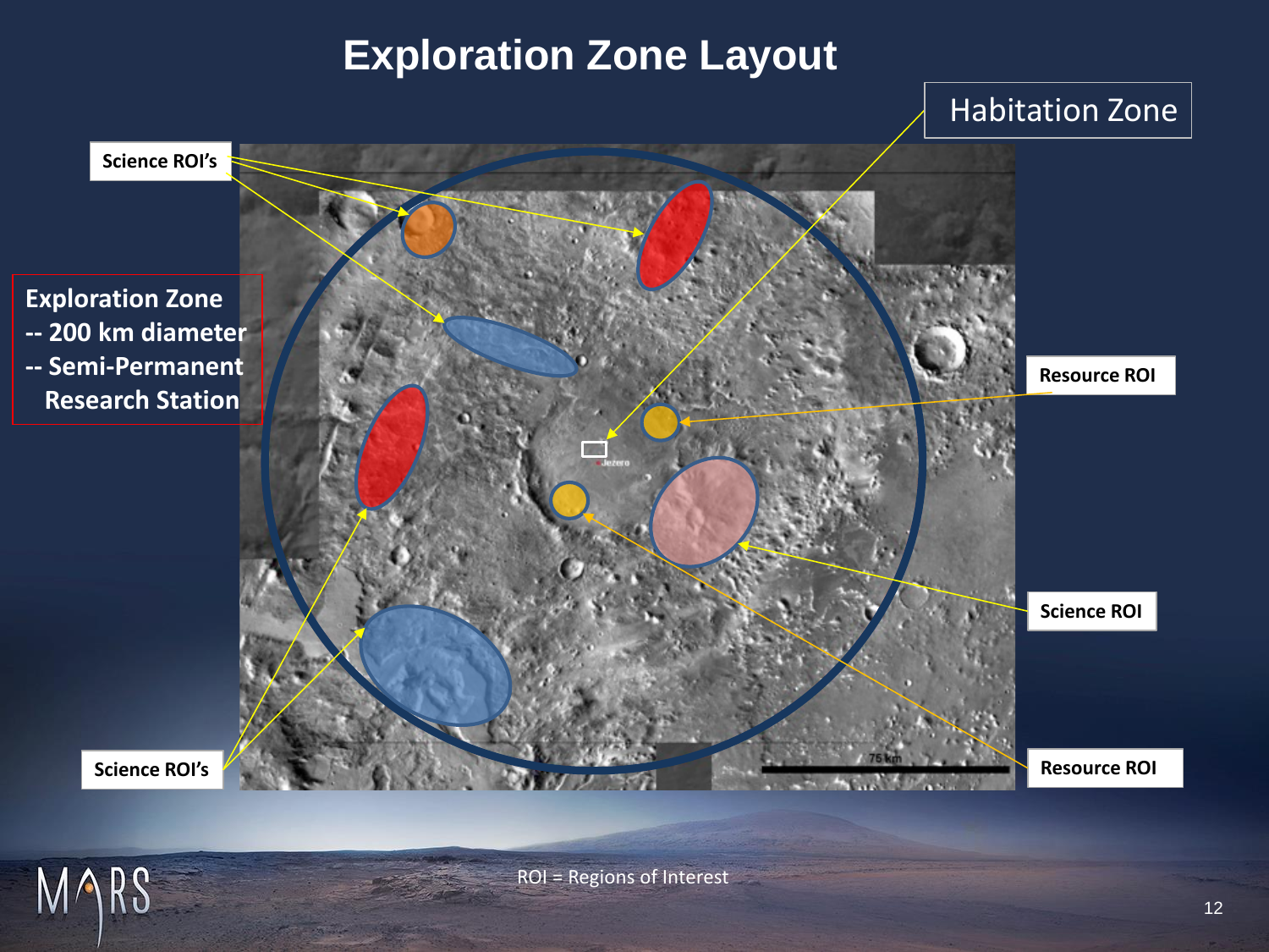# Exploration Zone Layout

Habitation Zone

Science ROI's

Exploration Zone
-- 200 km diameter
-- Semi-Permanent
Research Station

Resource ROI

Science ROI

Science ROI's

Resource ROI

Jezero

75 km

ROI = Regions of Interest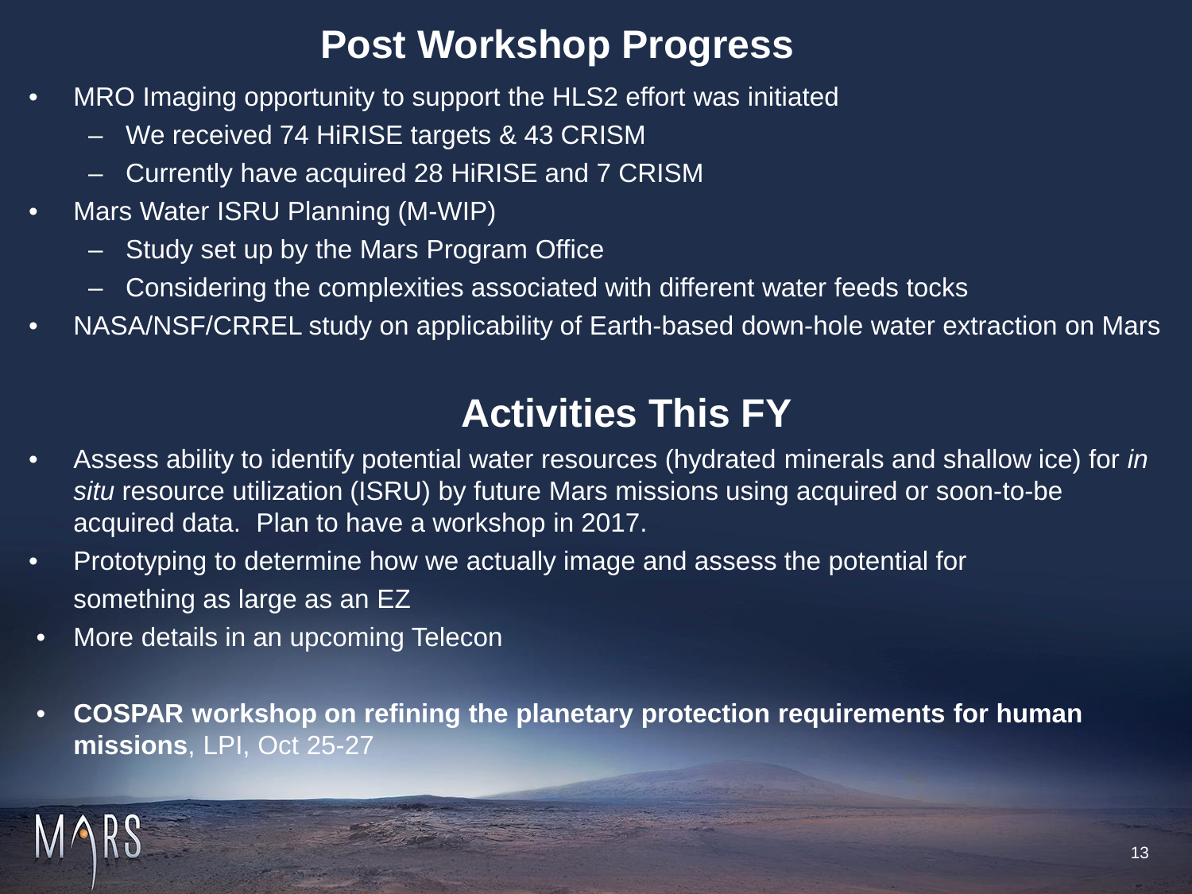# Post Workshop Progress

- MRO Imaging opportunity to support the HLS2 effort was initiated
  - We received 74 HiRISE targets & 43 CRISM
  - Currently have acquired 28 HiRISE and 7 CRISM
- Mars Water ISRU Planning (M-WIP)
  - Study set up by the Mars Program Office
  - Considering the complexities associated with different water feeds tocks
- NASA/NSF/CRREL study on applicability of Earth-based down-hole water extraction on Mars

# Activities This FY

- Assess ability to identify potential water resources (hydrated minerals and shallow ice) for *in situ* resource utilization (ISRU) by future Mars missions using acquired or soon-to-be acquired data. Plan to have a workshop in 2017.
- Prototyping to determine how we actually image and assess the potential for something as large as an EZ
- More details in an upcoming Telecon

- **COSPAR workshop on refining the planetary protection requirements for human missions**, LPI, Oct 25-27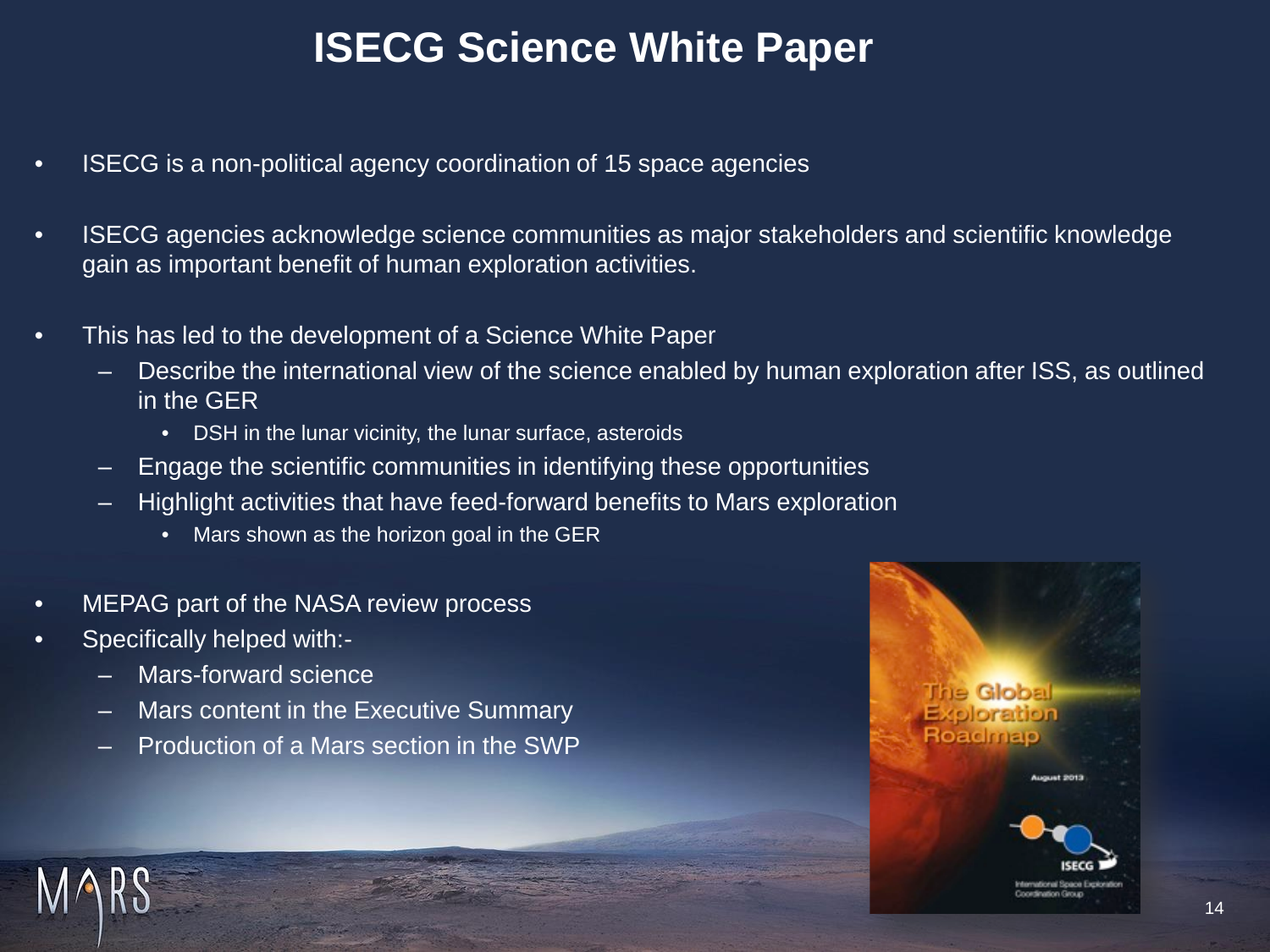# ISECG Science White Paper

- ISECG is a non-political agency coordination of 15 space agencies
- ISECG agencies acknowledge science communities as major stakeholders and scientific knowledge gain as important benefit of human exploration activities.
- This has led to the development of a Science White Paper
  - Describe the international view of the science enabled by human exploration after ISS, as outlined in the GER
    - DSH in the lunar vicinity, the lunar surface, asteroids
  - Engage the scientific communities in identifying these opportunities
  - Highlight activities that have feed-forward benefits to Mars exploration
    - Mars shown as the horizon goal in the GER
- MEPAG part of the NASA review process
- Specifically helped with:-
  - Mars-forward science
  - Mars content in the Executive Summary
  - Production of a Mars section in the SWP